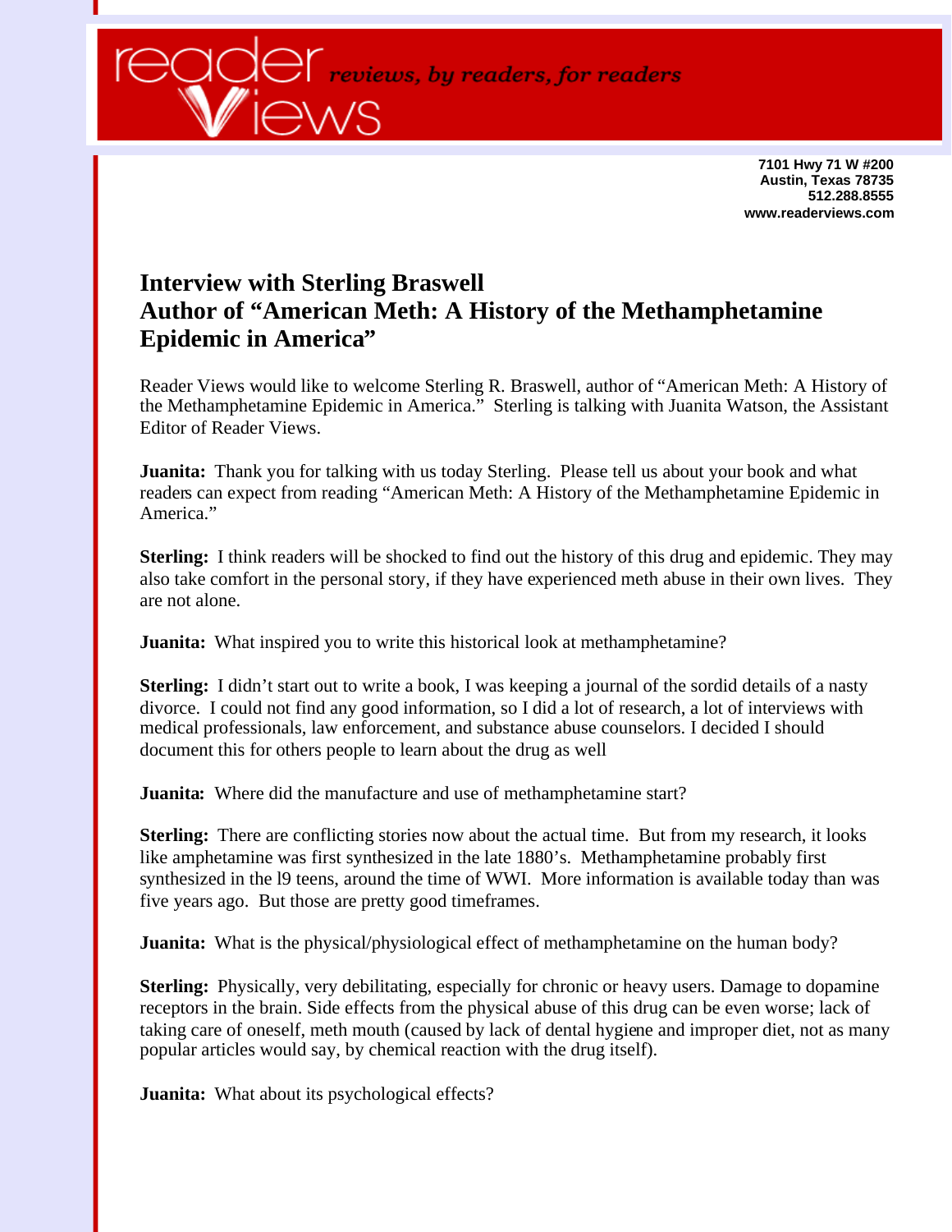reader views — reviews, by readers, for readers

**7101 Hwy 71 W #200**
**Austin, Texas 78735**
**512.288.8555**
**www.readerviews.com**

# Interview with Sterling Braswell
# Author of "American Meth: A History of the Methamphetamine Epidemic in America"

Reader Views would like to welcome Sterling R. Braswell, author of "American Meth: A History of the Methamphetamine Epidemic in America." Sterling is talking with Juanita Watson, the Assistant Editor of Reader Views.

**Juanita:** Thank you for talking with us today Sterling. Please tell us about your book and what readers can expect from reading "American Meth: A History of the Methamphetamine Epidemic in America."

**Sterling:** I think readers will be shocked to find out the history of this drug and epidemic. They may also take comfort in the personal story, if they have experienced meth abuse in their own lives. They are not alone.

**Juanita:** What inspired you to write this historical look at methamphetamine?

**Sterling:** I didn't start out to write a book, I was keeping a journal of the sordid details of a nasty divorce. I could not find any good information, so I did a lot of research, a lot of interviews with medical professionals, law enforcement, and substance abuse counselors. I decided I should document this for others people to learn about the drug as well

**Juanita:** Where did the manufacture and use of methamphetamine start?

**Sterling:** There are conflicting stories now about the actual time. But from my research, it looks like amphetamine was first synthesized in the late 1880's. Methamphetamine probably first synthesized in the l9 teens, around the time of WWI. More information is available today than was five years ago. But those are pretty good timeframes.

**Juanita:** What is the physical/physiological effect of methamphetamine on the human body?

**Sterling:** Physically, very debilitating, especially for chronic or heavy users. Damage to dopamine receptors in the brain. Side effects from the physical abuse of this drug can be even worse; lack of taking care of oneself, meth mouth (caused by lack of dental hygiene and improper diet, not as many popular articles would say, by chemical reaction with the drug itself).

**Juanita:** What about its psychological effects?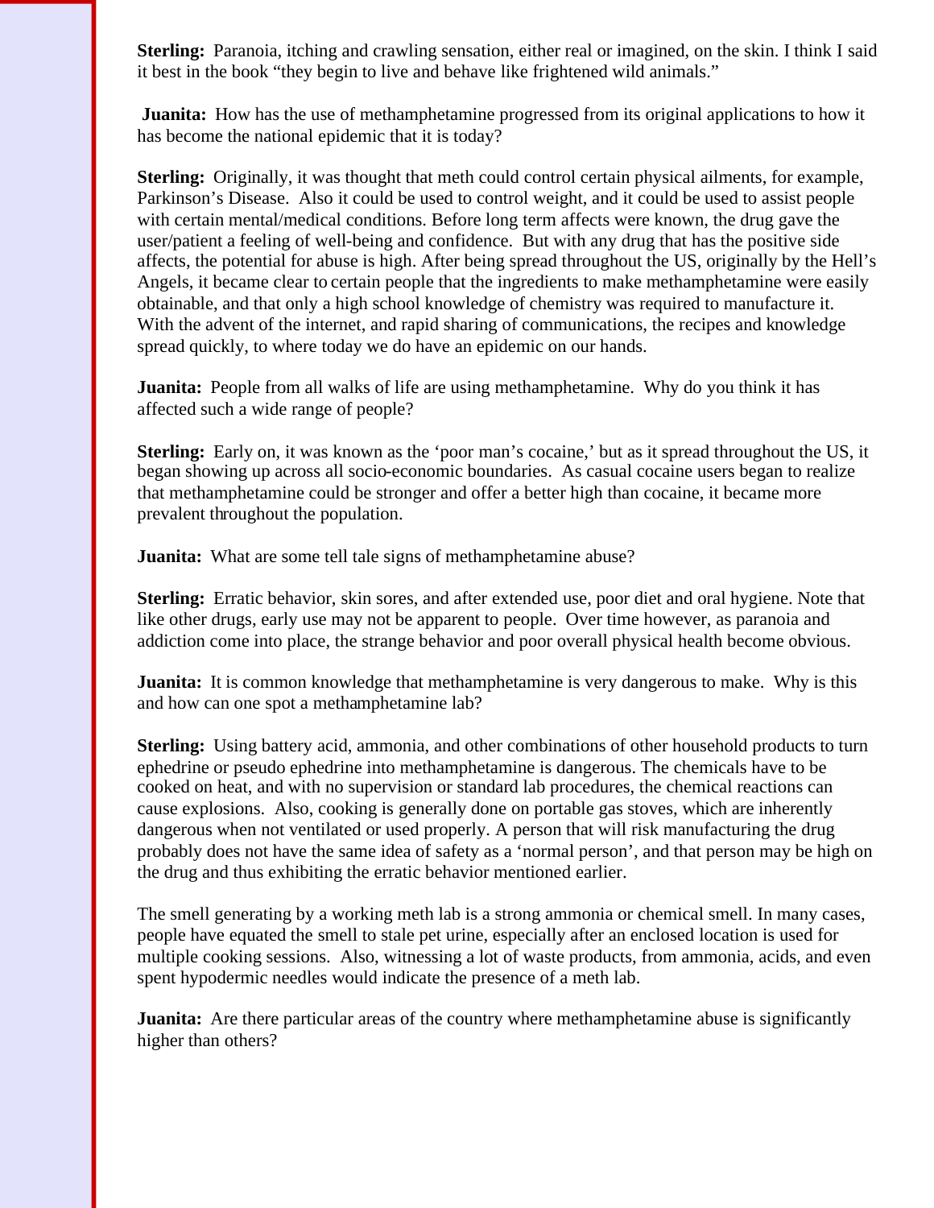**Sterling:** Paranoia, itching and crawling sensation, either real or imagined, on the skin. I think I said it best in the book "they begin to live and behave like frightened wild animals."

**Juanita:** How has the use of methamphetamine progressed from its original applications to how it has become the national epidemic that it is today?

**Sterling:** Originally, it was thought that meth could control certain physical ailments, for example, Parkinson's Disease. Also it could be used to control weight, and it could be used to assist people with certain mental/medical conditions. Before long term affects were known, the drug gave the user/patient a feeling of well-being and confidence. But with any drug that has the positive side affects, the potential for abuse is high. After being spread throughout the US, originally by the Hell's Angels, it became clear to certain people that the ingredients to make methamphetamine were easily obtainable, and that only a high school knowledge of chemistry was required to manufacture it. With the advent of the internet, and rapid sharing of communications, the recipes and knowledge spread quickly, to where today we do have an epidemic on our hands.

**Juanita:** People from all walks of life are using methamphetamine. Why do you think it has affected such a wide range of people?

**Sterling:** Early on, it was known as the 'poor man's cocaine,' but as it spread throughout the US, it began showing up across all socio-economic boundaries. As casual cocaine users began to realize that methamphetamine could be stronger and offer a better high than cocaine, it became more prevalent throughout the population.

**Juanita:** What are some tell tale signs of methamphetamine abuse?

**Sterling:** Erratic behavior, skin sores, and after extended use, poor diet and oral hygiene. Note that like other drugs, early use may not be apparent to people. Over time however, as paranoia and addiction come into place, the strange behavior and poor overall physical health become obvious.

**Juanita:** It is common knowledge that methamphetamine is very dangerous to make. Why is this and how can one spot a methamphetamine lab?

**Sterling:** Using battery acid, ammonia, and other combinations of other household products to turn ephedrine or pseudo ephedrine into methamphetamine is dangerous. The chemicals have to be cooked on heat, and with no supervision or standard lab procedures, the chemical reactions can cause explosions. Also, cooking is generally done on portable gas stoves, which are inherently dangerous when not ventilated or used properly. A person that will risk manufacturing the drug probably does not have the same idea of safety as a 'normal person', and that person may be high on the drug and thus exhibiting the erratic behavior mentioned earlier.

The smell generating by a working meth lab is a strong ammonia or chemical smell. In many cases, people have equated the smell to stale pet urine, especially after an enclosed location is used for multiple cooking sessions. Also, witnessing a lot of waste products, from ammonia, acids, and even spent hypodermic needles would indicate the presence of a meth lab.

**Juanita:** Are there particular areas of the country where methamphetamine abuse is significantly higher than others?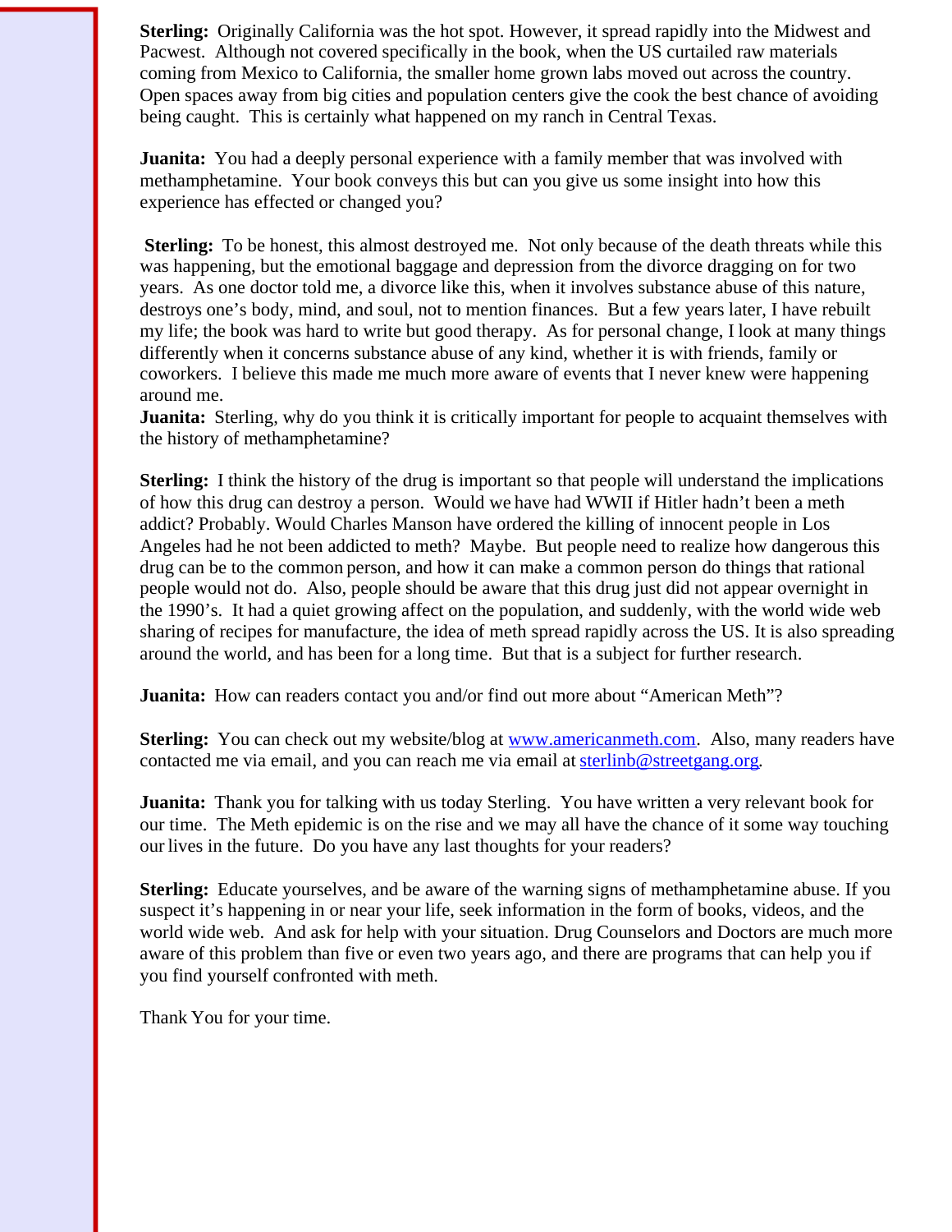**Sterling:** Originally California was the hot spot. However, it spread rapidly into the Midwest and Pacwest. Although not covered specifically in the book, when the US curtailed raw materials coming from Mexico to California, the smaller home grown labs moved out across the country. Open spaces away from big cities and population centers give the cook the best chance of avoiding being caught. This is certainly what happened on my ranch in Central Texas.

**Juanita:** You had a deeply personal experience with a family member that was involved with methamphetamine. Your book conveys this but can you give us some insight into how this experience has effected or changed you?

**Sterling:** To be honest, this almost destroyed me. Not only because of the death threats while this was happening, but the emotional baggage and depression from the divorce dragging on for two years. As one doctor told me, a divorce like this, when it involves substance abuse of this nature, destroys one's body, mind, and soul, not to mention finances. But a few years later, I have rebuilt my life; the book was hard to write but good therapy. As for personal change, I look at many things differently when it concerns substance abuse of any kind, whether it is with friends, family or coworkers. I believe this made me much more aware of events that I never knew were happening around me.

**Juanita:** Sterling, why do you think it is critically important for people to acquaint themselves with the history of methamphetamine?

**Sterling:** I think the history of the drug is important so that people will understand the implications of how this drug can destroy a person. Would we have had WWII if Hitler hadn't been a meth addict? Probably. Would Charles Manson have ordered the killing of innocent people in Los Angeles had he not been addicted to meth? Maybe. But people need to realize how dangerous this drug can be to the common person, and how it can make a common person do things that rational people would not do. Also, people should be aware that this drug just did not appear overnight in the 1990's. It had a quiet growing affect on the population, and suddenly, with the world wide web sharing of recipes for manufacture, the idea of meth spread rapidly across the US. It is also spreading around the world, and has been for a long time. But that is a subject for further research.

**Juanita:** How can readers contact you and/or find out more about "American Meth"?

**Sterling:** You can check out my website/blog at www.americanmeth.com. Also, many readers have contacted me via email, and you can reach me via email at sterlinb@streetgang.org.

**Juanita:** Thank you for talking with us today Sterling. You have written a very relevant book for our time. The Meth epidemic is on the rise and we may all have the chance of it some way touching our lives in the future. Do you have any last thoughts for your readers?

**Sterling:** Educate yourselves, and be aware of the warning signs of methamphetamine abuse. If you suspect it's happening in or near your life, seek information in the form of books, videos, and the world wide web. And ask for help with your situation. Drug Counselors and Doctors are much more aware of this problem than five or even two years ago, and there are programs that can help you if you find yourself confronted with meth.

Thank You for your time.